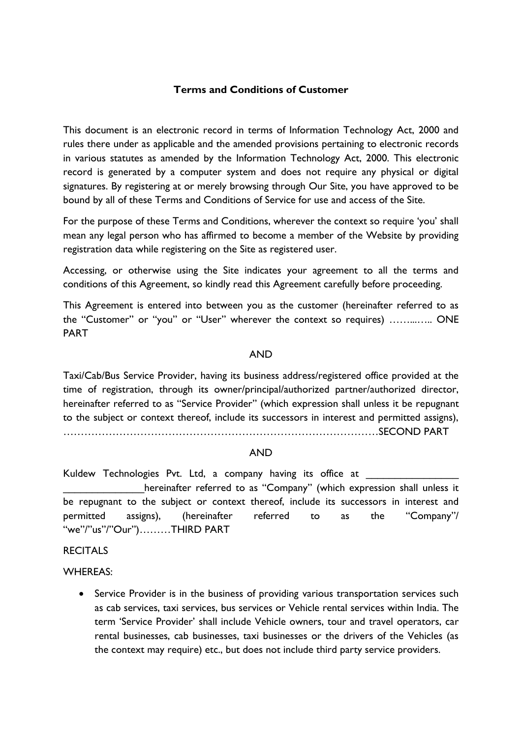**Terms and Conditions of Customer**

This document is an electronic record in terms of Information Technology Act, 2000 and rules there under as applicable and the amended provisions pertaining to electronic records in various statutes as amended by the Information Technology Act, 2000. This electronic record is generated by a computer system and does not require any physical or digital signatures. By registering at or merely browsing through Our Site, you have approved to be bound by all of these Terms and Conditions of Service for use and access of the Site.

For the purpose of these Terms and Conditions, wherever the context so require 'you' shall mean any legal person who has affirmed to become a member of the Website by providing registration data while registering on the Site as registered user.

Accessing, or otherwise using the Site indicates your agreement to all the terms and conditions of this Agreement, so kindly read this Agreement carefully before proceeding.

This Agreement is entered into between you as the customer (hereinafter referred to as the "Customer" or "you" or "User" wherever the context so requires) ……..….. ONE PART

AND

Taxi/Cab/Bus Service Provider, having its business address/registered office provided at the time of registration, through its owner/principal/authorized partner/authorized director, hereinafter referred to as "Service Provider" (which expression shall unless it be repugnant to the subject or context thereof, include its successors in interest and permitted assigns), ………………………………………………………………………………SECOND PART

AND

Kuldew Technologies Pvt. Ltd, a company having its office at ________________ ______________hereinafter referred to as "Company" (which expression shall unless it be repugnant to the subject or context thereof, include its successors in interest and permitted assigns), (hereinafter referred to as the "Company"/ "we"/"us"/"Our")………THIRD PART

RECITALS

WHEREAS:

- Service Provider is in the business of providing various transportation services such as cab services, taxi services, bus services or Vehicle rental services within India. The term 'Service Provider' shall include Vehicle owners, tour and travel operators, car rental businesses, cab businesses, taxi businesses or the drivers of the Vehicles (as the context may require) etc., but does not include third party service providers.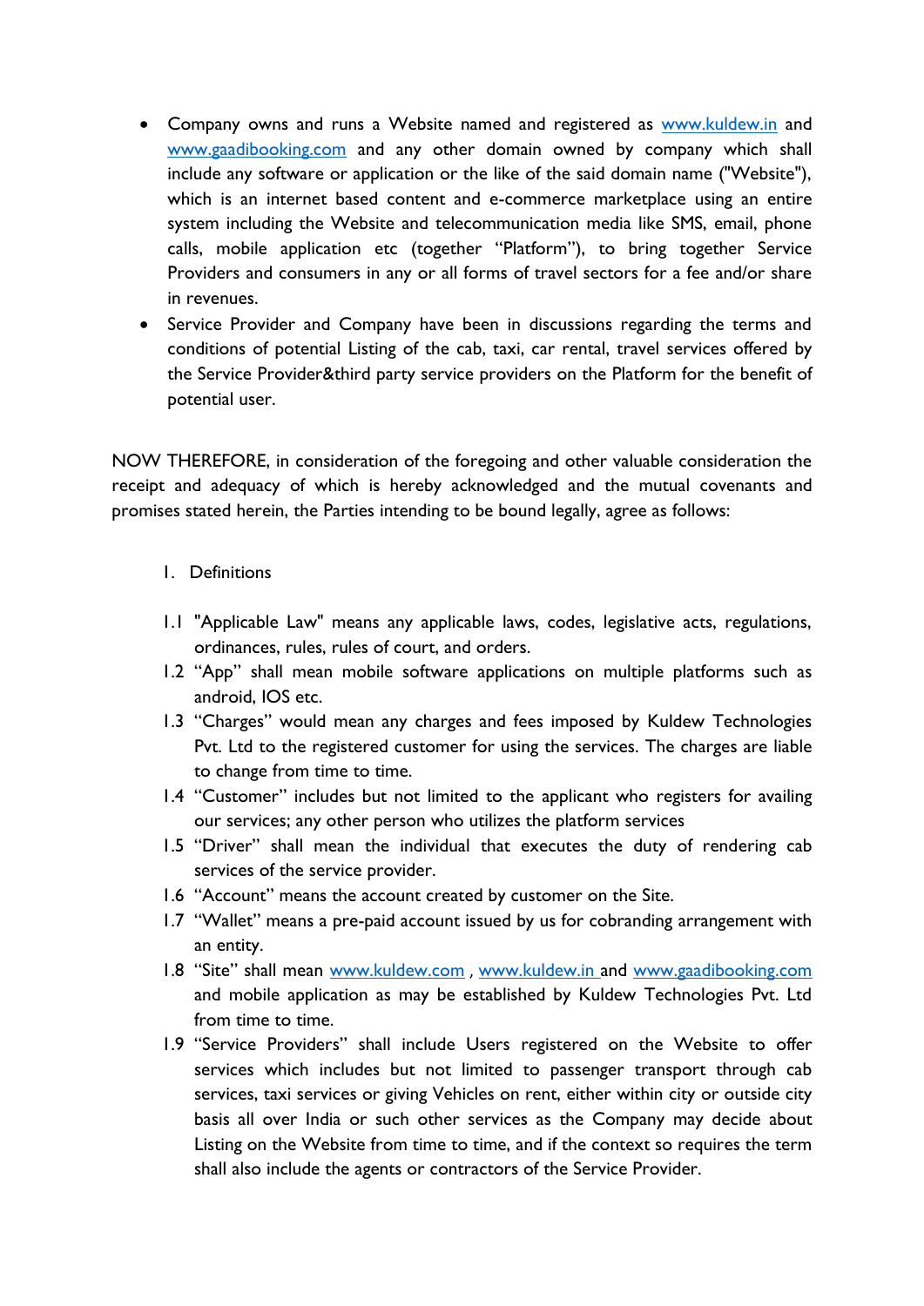- Company owns and runs a Website named and registered as www.kuldew.in and www.gaadibooking.com and any other domain owned by company which shall include any software or application or the like of the said domain name ("Website"), which is an internet based content and e-commerce marketplace using an entire system including the Website and telecommunication media like SMS, email, phone calls, mobile application etc (together "Platform"), to bring together Service Providers and consumers in any or all forms of travel sectors for a fee and/or share in revenues.
- Service Provider and Company have been in discussions regarding the terms and conditions of potential Listing of the cab, taxi, car rental, travel services offered by the Service Provider&third party service providers on the Platform for the benefit of potential user.

NOW THEREFORE, in consideration of the foregoing and other valuable consideration the receipt and adequacy of which is hereby acknowledged and the mutual covenants and promises stated herein, the Parties intending to be bound legally, agree as follows:

1. Definitions

1.1 "Applicable Law" means any applicable laws, codes, legislative acts, regulations, ordinances, rules, rules of court, and orders.

1.2 "App" shall mean mobile software applications on multiple platforms such as android, IOS etc.

1.3 "Charges" would mean any charges and fees imposed by Kuldew Technologies Pvt. Ltd to the registered customer for using the services. The charges are liable to change from time to time.

1.4 "Customer" includes but not limited to the applicant who registers for availing our services; any other person who utilizes the platform services

1.5 "Driver" shall mean the individual that executes the duty of rendering cab services of the service provider.

1.6 "Account" means the account created by customer on the Site.

1.7 "Wallet" means a pre-paid account issued by us for cobranding arrangement with an entity.

1.8 "Site" shall mean www.kuldew.com , www.kuldew.in and www.gaadibooking.com and mobile application as may be established by Kuldew Technologies Pvt. Ltd from time to time.

1.9 "Service Providers" shall include Users registered on the Website to offer services which includes but not limited to passenger transport through cab services, taxi services or giving Vehicles on rent, either within city or outside city basis all over India or such other services as the Company may decide about Listing on the Website from time to time, and if the context so requires the term shall also include the agents or contractors of the Service Provider.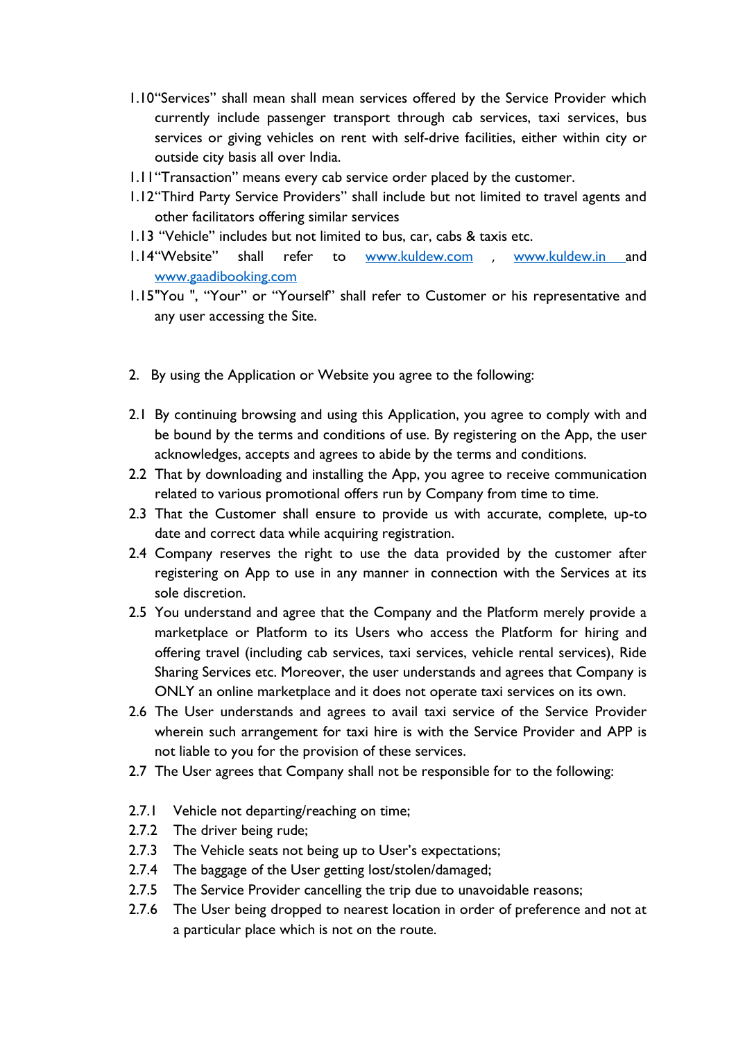1.10“Services” shall mean shall mean services offered by the Service Provider which currently include passenger transport through cab services, taxi services, bus services or giving vehicles on rent with self-drive facilities, either within city or outside city basis all over India.

1.11“Transaction” means every cab service order placed by the customer.

1.12“Third Party Service Providers” shall include but not limited to travel agents and other facilitators offering similar services

1.13 “Vehicle” includes but not limited to bus, car, cabs & taxis etc.

1.14“Website” shall refer to [www.kuldew.com](http://www.kuldew.com) , [www.kuldew.in](http://www.kuldew.in) and [www.gaadibooking.com](http://www.gaadibooking.com)

1.15"You ", “Your” or “Yourself” shall refer to Customer or his representative and any user accessing the Site.

2. By using the Application or Website you agree to the following:

2.1 By continuing browsing and using this Application, you agree to comply with and be bound by the terms and conditions of use. By registering on the App, the user acknowledges, accepts and agrees to abide by the terms and conditions.

2.2 That by downloading and installing the App, you agree to receive communication related to various promotional offers run by Company from time to time.

2.3 That the Customer shall ensure to provide us with accurate, complete, up-to date and correct data while acquiring registration.

2.4 Company reserves the right to use the data provided by the customer after registering on App to use in any manner in connection with the Services at its sole discretion.

2.5 You understand and agree that the Company and the Platform merely provide a marketplace or Platform to its Users who access the Platform for hiring and offering travel (including cab services, taxi services, vehicle rental services), Ride Sharing Services etc. Moreover, the user understands and agrees that Company is ONLY an online marketplace and it does not operate taxi services on its own.

2.6 The User understands and agrees to avail taxi service of the Service Provider wherein such arrangement for taxi hire is with the Service Provider and APP is not liable to you for the provision of these services.

2.7 The User agrees that Company shall not be responsible for to the following:

2.7.1 Vehicle not departing/reaching on time;

2.7.2 The driver being rude;

2.7.3 The Vehicle seats not being up to User’s expectations;

2.7.4 The baggage of the User getting lost/stolen/damaged;

2.7.5 The Service Provider cancelling the trip due to unavoidable reasons;

2.7.6 The User being dropped to nearest location in order of preference and not at a particular place which is not on the route.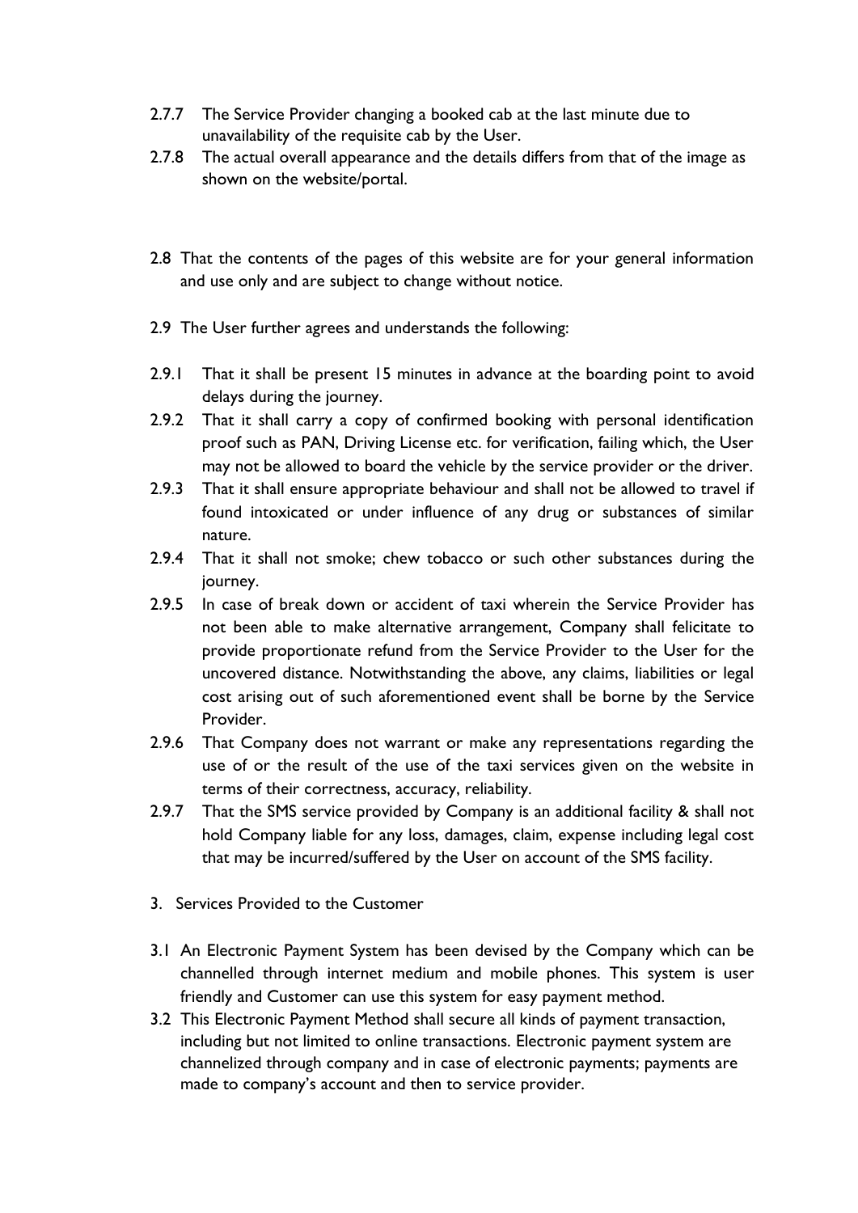2.7.7 The Service Provider changing a booked cab at the last minute due to unavailability of the requisite cab by the User.

2.7.8 The actual overall appearance and the details differs from that of the image as shown on the website/portal.

2.8 That the contents of the pages of this website are for your general information and use only and are subject to change without notice.

2.9 The User further agrees and understands the following:

2.9.1 That it shall be present 15 minutes in advance at the boarding point to avoid delays during the journey.

2.9.2 That it shall carry a copy of confirmed booking with personal identification proof such as PAN, Driving License etc. for verification, failing which, the User may not be allowed to board the vehicle by the service provider or the driver.

2.9.3 That it shall ensure appropriate behaviour and shall not be allowed to travel if found intoxicated or under influence of any drug or substances of similar nature.

2.9.4 That it shall not smoke; chew tobacco or such other substances during the journey.

2.9.5 In case of break down or accident of taxi wherein the Service Provider has not been able to make alternative arrangement, Company shall felicitate to provide proportionate refund from the Service Provider to the User for the uncovered distance. Notwithstanding the above, any claims, liabilities or legal cost arising out of such aforementioned event shall be borne by the Service Provider.

2.9.6 That Company does not warrant or make any representations regarding the use of or the result of the use of the taxi services given on the website in terms of their correctness, accuracy, reliability.

2.9.7 That the SMS service provided by Company is an additional facility & shall not hold Company liable for any loss, damages, claim, expense including legal cost that may be incurred/suffered by the User on account of the SMS facility.

3. Services Provided to the Customer

3.1 An Electronic Payment System has been devised by the Company which can be channelled through internet medium and mobile phones. This system is user friendly and Customer can use this system for easy payment method.

3.2 This Electronic Payment Method shall secure all kinds of payment transaction, including but not limited to online transactions. Electronic payment system are channelized through company and in case of electronic payments; payments are made to company's account and then to service provider.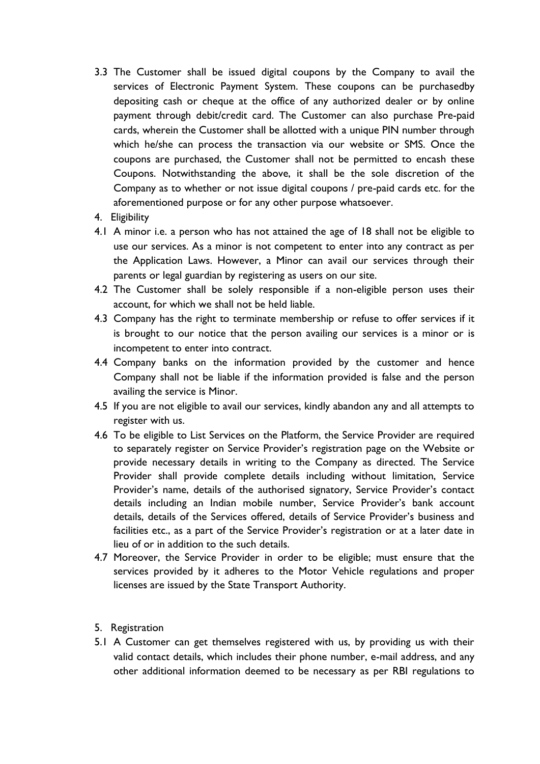3.3 The Customer shall be issued digital coupons by the Company to avail the services of Electronic Payment System. These coupons can be purchasedby depositing cash or cheque at the office of any authorized dealer or by online payment through debit/credit card. The Customer can also purchase Pre-paid cards, wherein the Customer shall be allotted with a unique PIN number through which he/she can process the transaction via our website or SMS. Once the coupons are purchased, the Customer shall not be permitted to encash these Coupons. Notwithstanding the above, it shall be the sole discretion of the Company as to whether or not issue digital coupons / pre-paid cards etc. for the aforementioned purpose or for any other purpose whatsoever.

4. Eligibility

4.1 A minor i.e. a person who has not attained the age of 18 shall not be eligible to use our services. As a minor is not competent to enter into any contract as per the Application Laws. However, a Minor can avail our services through their parents or legal guardian by registering as users on our site.

4.2 The Customer shall be solely responsible if a non-eligible person uses their account, for which we shall not be held liable.

4.3 Company has the right to terminate membership or refuse to offer services if it is brought to our notice that the person availing our services is a minor or is incompetent to enter into contract.

4.4 Company banks on the information provided by the customer and hence Company shall not be liable if the information provided is false and the person availing the service is Minor.

4.5 If you are not eligible to avail our services, kindly abandon any and all attempts to register with us.

4.6 To be eligible to List Services on the Platform, the Service Provider are required to separately register on Service Provider's registration page on the Website or provide necessary details in writing to the Company as directed. The Service Provider shall provide complete details including without limitation, Service Provider's name, details of the authorised signatory, Service Provider's contact details including an Indian mobile number, Service Provider's bank account details, details of the Services offered, details of Service Provider's business and facilities etc., as a part of the Service Provider's registration or at a later date in lieu of or in addition to the such details.

4.7 Moreover, the Service Provider in order to be eligible; must ensure that the services provided by it adheres to the Motor Vehicle regulations and proper licenses are issued by the State Transport Authority.

5. Registration

5.1 A Customer can get themselves registered with us, by providing us with their valid contact details, which includes their phone number, e-mail address, and any other additional information deemed to be necessary as per RBI regulations to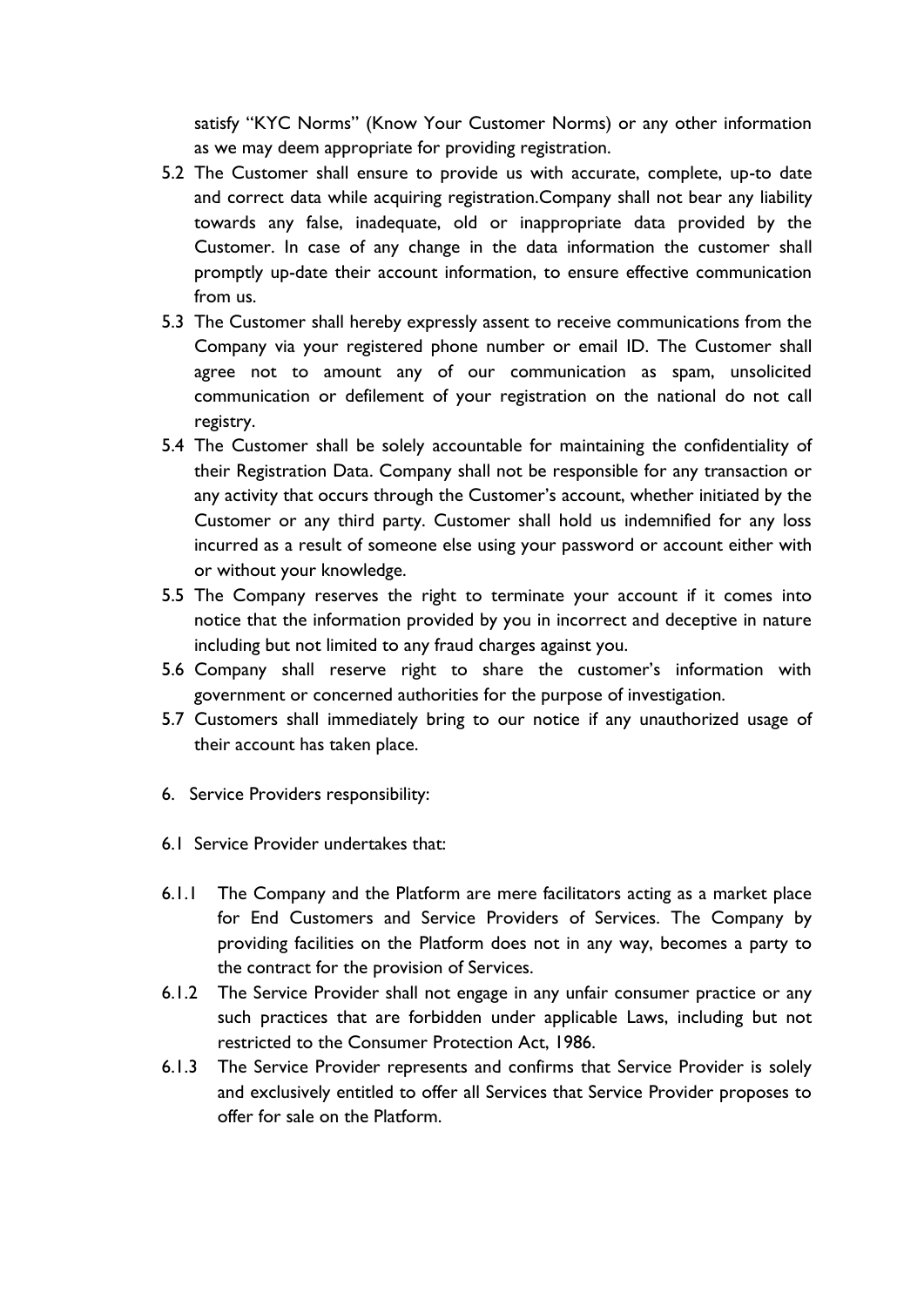satisfy "KYC Norms" (Know Your Customer Norms) or any other information as we may deem appropriate for providing registration.

5.2 The Customer shall ensure to provide us with accurate, complete, up-to date and correct data while acquiring registration.Company shall not bear any liability towards any false, inadequate, old or inappropriate data provided by the Customer. In case of any change in the data information the customer shall promptly up-date their account information, to ensure effective communication from us.

5.3 The Customer shall hereby expressly assent to receive communications from the Company via your registered phone number or email ID. The Customer shall agree not to amount any of our communication as spam, unsolicited communication or defilement of your registration on the national do not call registry.

5.4 The Customer shall be solely accountable for maintaining the confidentiality of their Registration Data. Company shall not be responsible for any transaction or any activity that occurs through the Customer's account, whether initiated by the Customer or any third party. Customer shall hold us indemnified for any loss incurred as a result of someone else using your password or account either with or without your knowledge.

5.5 The Company reserves the right to terminate your account if it comes into notice that the information provided by you in incorrect and deceptive in nature including but not limited to any fraud charges against you.

5.6 Company shall reserve right to share the customer's information with government or concerned authorities for the purpose of investigation.

5.7 Customers shall immediately bring to our notice if any unauthorized usage of their account has taken place.

6. Service Providers responsibility:

6.1 Service Provider undertakes that:

6.1.1 The Company and the Platform are mere facilitators acting as a market place for End Customers and Service Providers of Services. The Company by providing facilities on the Platform does not in any way, becomes a party to the contract for the provision of Services.

6.1.2 The Service Provider shall not engage in any unfair consumer practice or any such practices that are forbidden under applicable Laws, including but not restricted to the Consumer Protection Act, 1986.

6.1.3 The Service Provider represents and confirms that Service Provider is solely and exclusively entitled to offer all Services that Service Provider proposes to offer for sale on the Platform.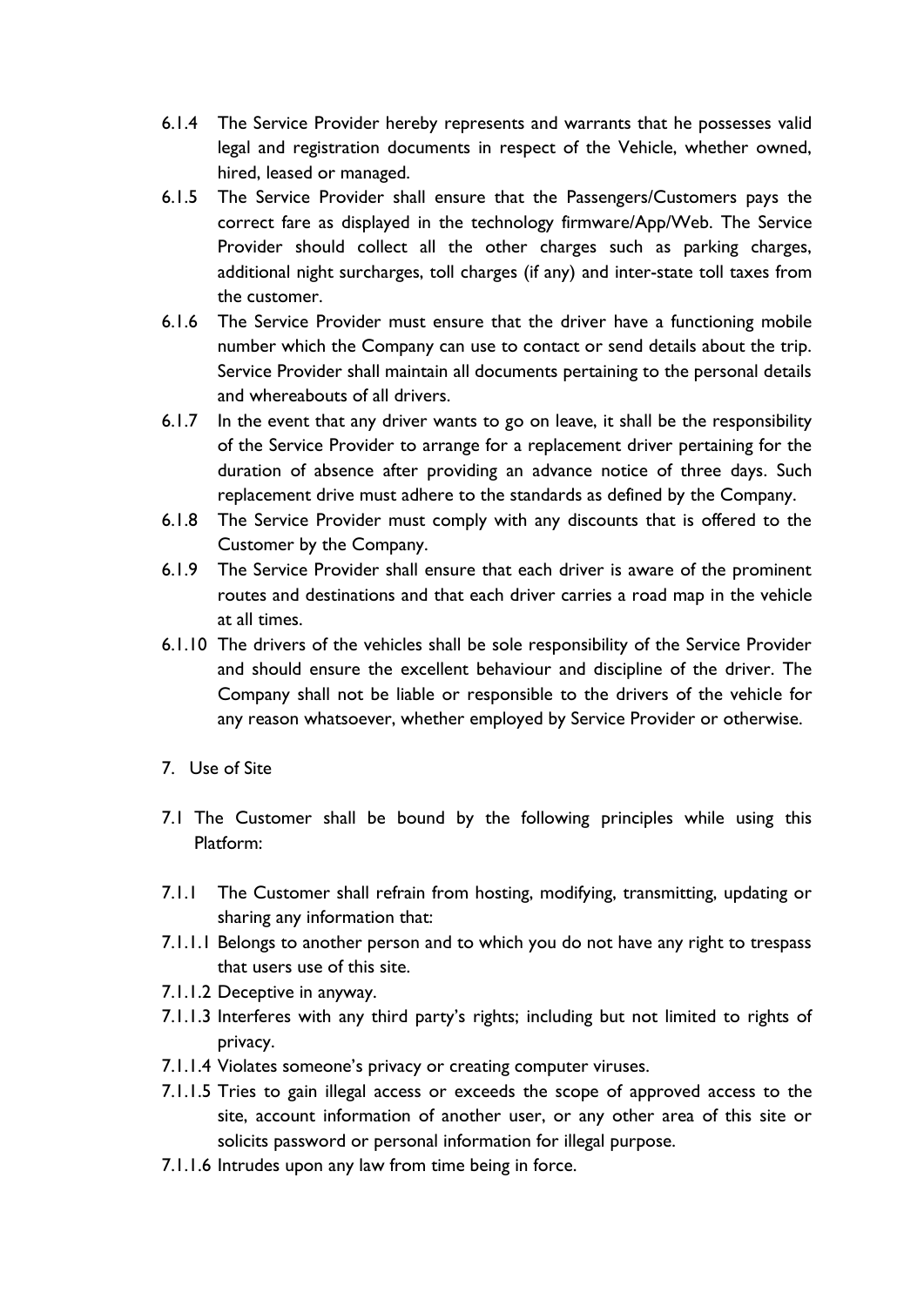6.1.4 The Service Provider hereby represents and warrants that he possesses valid legal and registration documents in respect of the Vehicle, whether owned, hired, leased or managed.

6.1.5 The Service Provider shall ensure that the Passengers/Customers pays the correct fare as displayed in the technology firmware/App/Web. The Service Provider should collect all the other charges such as parking charges, additional night surcharges, toll charges (if any) and inter-state toll taxes from the customer.

6.1.6 The Service Provider must ensure that the driver have a functioning mobile number which the Company can use to contact or send details about the trip. Service Provider shall maintain all documents pertaining to the personal details and whereabouts of all drivers.

6.1.7 In the event that any driver wants to go on leave, it shall be the responsibility of the Service Provider to arrange for a replacement driver pertaining for the duration of absence after providing an advance notice of three days. Such replacement drive must adhere to the standards as defined by the Company.

6.1.8 The Service Provider must comply with any discounts that is offered to the Customer by the Company.

6.1.9 The Service Provider shall ensure that each driver is aware of the prominent routes and destinations and that each driver carries a road map in the vehicle at all times.

6.1.10 The drivers of the vehicles shall be sole responsibility of the Service Provider and should ensure the excellent behaviour and discipline of the driver. The Company shall not be liable or responsible to the drivers of the vehicle for any reason whatsoever, whether employed by Service Provider or otherwise.

7. Use of Site

7.1 The Customer shall be bound by the following principles while using this Platform:

7.1.1 The Customer shall refrain from hosting, modifying, transmitting, updating or sharing any information that:

7.1.1.1 Belongs to another person and to which you do not have any right to trespass that users use of this site.

7.1.1.2 Deceptive in anyway.

7.1.1.3 Interferes with any third party's rights; including but not limited to rights of privacy.

7.1.1.4 Violates someone's privacy or creating computer viruses.

7.1.1.5 Tries to gain illegal access or exceeds the scope of approved access to the site, account information of another user, or any other area of this site or solicits password or personal information for illegal purpose.

7.1.1.6 Intrudes upon any law from time being in force.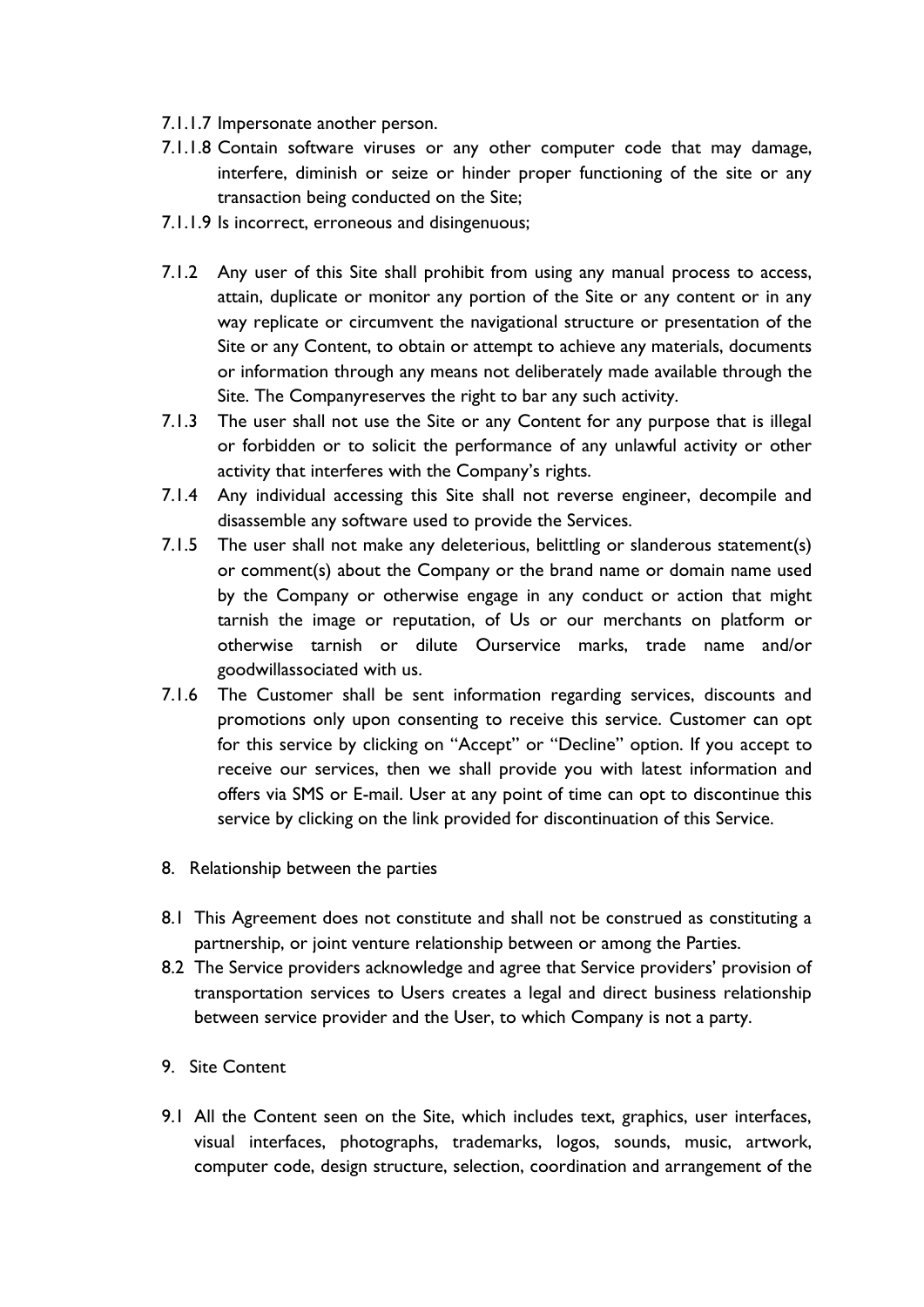7.1.1.7 Impersonate another person.

7.1.1.8 Contain software viruses or any other computer code that may damage, interfere, diminish or seize or hinder proper functioning of the site or any transaction being conducted on the Site;

7.1.1.9 Is incorrect, erroneous and disingenuous;

7.1.2 Any user of this Site shall prohibit from using any manual process to access, attain, duplicate or monitor any portion of the Site or any content or in any way replicate or circumvent the navigational structure or presentation of the Site or any Content, to obtain or attempt to achieve any materials, documents or information through any means not deliberately made available through the Site. The Companyreserves the right to bar any such activity.

7.1.3 The user shall not use the Site or any Content for any purpose that is illegal or forbidden or to solicit the performance of any unlawful activity or other activity that interferes with the Company's rights.

7.1.4 Any individual accessing this Site shall not reverse engineer, decompile and disassemble any software used to provide the Services.

7.1.5 The user shall not make any deleterious, belittling or slanderous statement(s) or comment(s) about the Company or the brand name or domain name used by the Company or otherwise engage in any conduct or action that might tarnish the image or reputation, of Us or our merchants on platform or otherwise tarnish or dilute Ourservice marks, trade name and/or goodwillassociated with us.

7.1.6 The Customer shall be sent information regarding services, discounts and promotions only upon consenting to receive this service. Customer can opt for this service by clicking on "Accept" or "Decline" option. If you accept to receive our services, then we shall provide you with latest information and offers via SMS or E-mail. User at any point of time can opt to discontinue this service by clicking on the link provided for discontinuation of this Service.

## 8. Relationship between the parties

8.1 This Agreement does not constitute and shall not be construed as constituting a partnership, or joint venture relationship between or among the Parties.

8.2 The Service providers acknowledge and agree that Service providers' provision of transportation services to Users creates a legal and direct business relationship between service provider and the User, to which Company is not a party.

## 9. Site Content

9.1 All the Content seen on the Site, which includes text, graphics, user interfaces, visual interfaces, photographs, trademarks, logos, sounds, music, artwork, computer code, design structure, selection, coordination and arrangement of the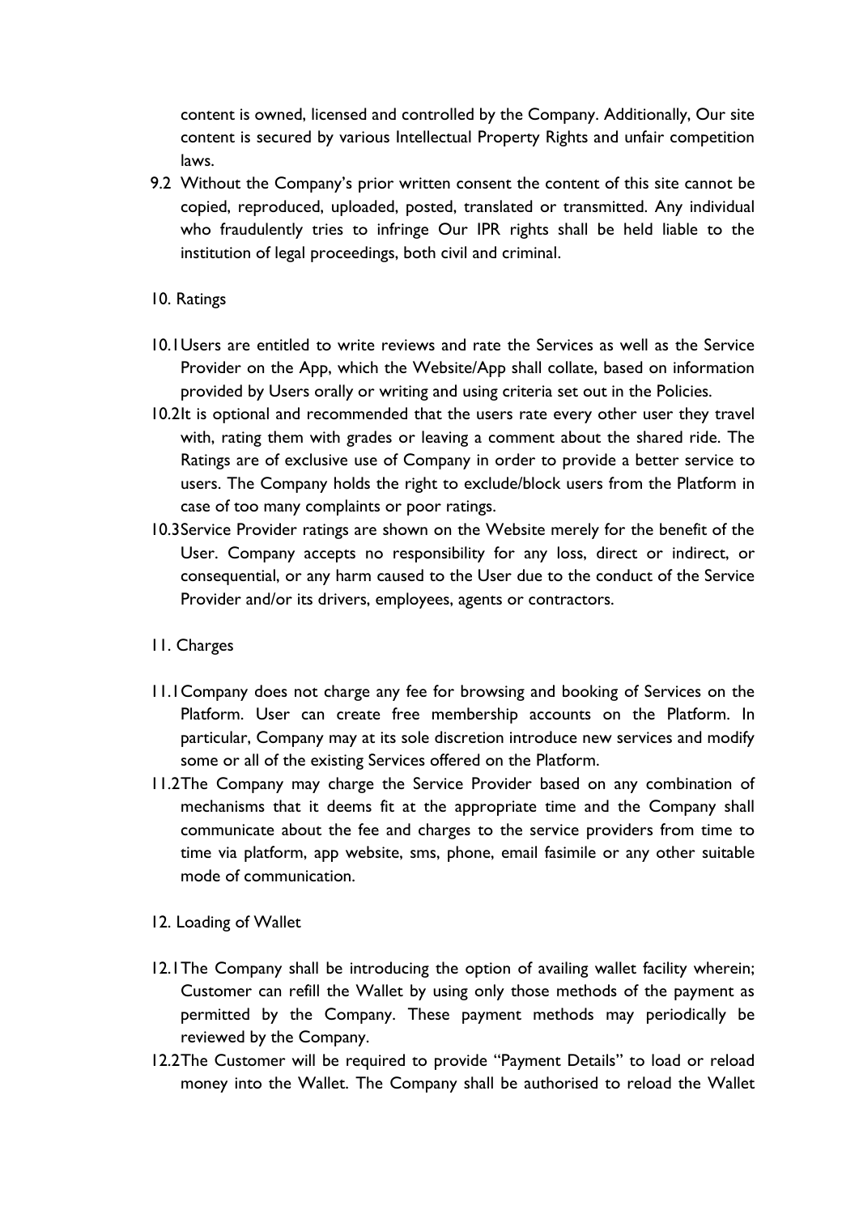content is owned, licensed and controlled by the Company. Additionally, Our site content is secured by various Intellectual Property Rights and unfair competition laws.

9.2 Without the Company's prior written consent the content of this site cannot be copied, reproduced, uploaded, posted, translated or transmitted. Any individual who fraudulently tries to infringe Our IPR rights shall be held liable to the institution of legal proceedings, both civil and criminal.

10. Ratings

10.1 Users are entitled to write reviews and rate the Services as well as the Service Provider on the App, which the Website/App shall collate, based on information provided by Users orally or writing and using criteria set out in the Policies.

10.2 It is optional and recommended that the users rate every other user they travel with, rating them with grades or leaving a comment about the shared ride. The Ratings are of exclusive use of Company in order to provide a better service to users. The Company holds the right to exclude/block users from the Platform in case of too many complaints or poor ratings.

10.3 Service Provider ratings are shown on the Website merely for the benefit of the User. Company accepts no responsibility for any loss, direct or indirect, or consequential, or any harm caused to the User due to the conduct of the Service Provider and/or its drivers, employees, agents or contractors.

11. Charges

11.1 Company does not charge any fee for browsing and booking of Services on the Platform. User can create free membership accounts on the Platform. In particular, Company may at its sole discretion introduce new services and modify some or all of the existing Services offered on the Platform.

11.2 The Company may charge the Service Provider based on any combination of mechanisms that it deems fit at the appropriate time and the Company shall communicate about the fee and charges to the service providers from time to time via platform, app website, sms, phone, email fasimile or any other suitable mode of communication.

12. Loading of Wallet

12.1 The Company shall be introducing the option of availing wallet facility wherein; Customer can refill the Wallet by using only those methods of the payment as permitted by the Company. These payment methods may periodically be reviewed by the Company.

12.2 The Customer will be required to provide "Payment Details" to load or reload money into the Wallet. The Company shall be authorised to reload the Wallet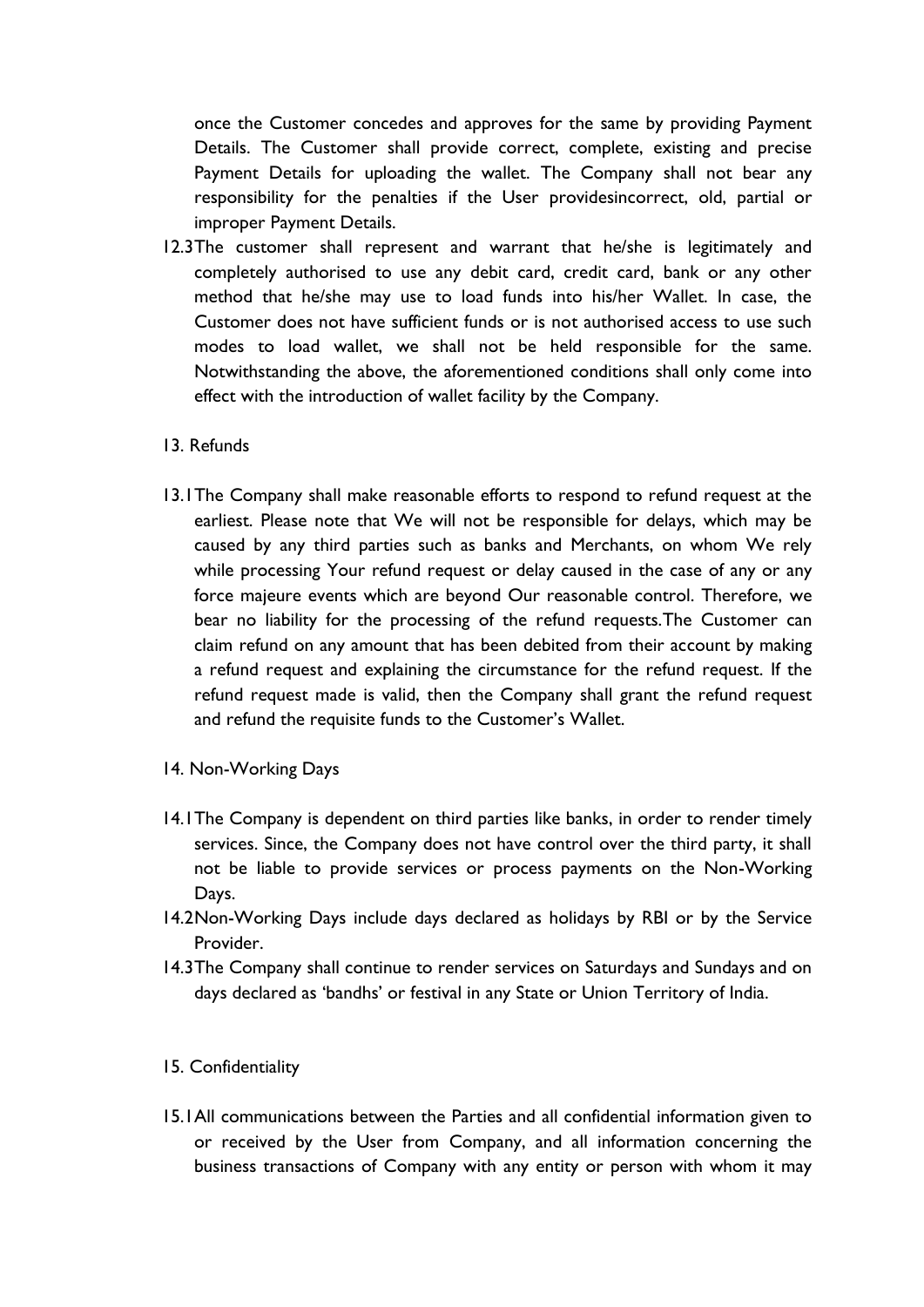once the Customer concedes and approves for the same by providing Payment Details. The Customer shall provide correct, complete, existing and precise Payment Details for uploading the wallet. The Company shall not bear any responsibility for the penalties if the User providesincorrect, old, partial or improper Payment Details.

12.3 The customer shall represent and warrant that he/she is legitimately and completely authorised to use any debit card, credit card, bank or any other method that he/she may use to load funds into his/her Wallet. In case, the Customer does not have sufficient funds or is not authorised access to use such modes to load wallet, we shall not be held responsible for the same. Notwithstanding the above, the aforementioned conditions shall only come into effect with the introduction of wallet facility by the Company.

13. Refunds

13.1 The Company shall make reasonable efforts to respond to refund request at the earliest. Please note that We will not be responsible for delays, which may be caused by any third parties such as banks and Merchants, on whom We rely while processing Your refund request or delay caused in the case of any or any force majeure events which are beyond Our reasonable control. Therefore, we bear no liability for the processing of the refund requests.The Customer can claim refund on any amount that has been debited from their account by making a refund request and explaining the circumstance for the refund request. If the refund request made is valid, then the Company shall grant the refund request and refund the requisite funds to the Customer's Wallet.

14. Non-Working Days

14.1 The Company is dependent on third parties like banks, in order to render timely services. Since, the Company does not have control over the third party, it shall not be liable to provide services or process payments on the Non-Working Days.

14.2 Non-Working Days include days declared as holidays by RBI or by the Service Provider.

14.3 The Company shall continue to render services on Saturdays and Sundays and on days declared as 'bandhs' or festival in any State or Union Territory of India.

15. Confidentiality

15.1 All communications between the Parties and all confidential information given to or received by the User from Company, and all information concerning the business transactions of Company with any entity or person with whom it may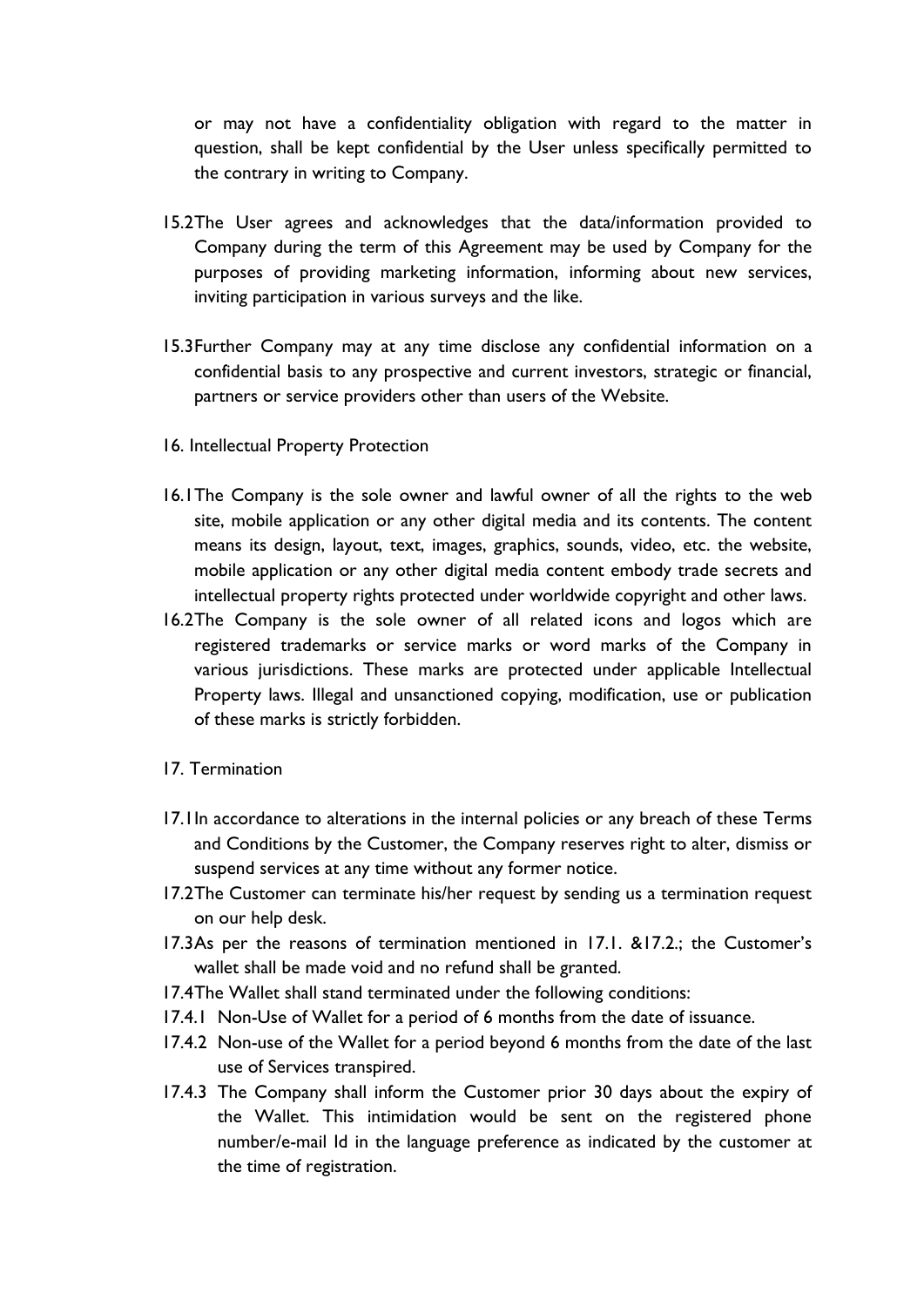or may not have a confidentiality obligation with regard to the matter in question, shall be kept confidential by the User unless specifically permitted to the contrary in writing to Company.

15.2 The User agrees and acknowledges that the data/information provided to Company during the term of this Agreement may be used by Company for the purposes of providing marketing information, informing about new services, inviting participation in various surveys and the like.

15.3 Further Company may at any time disclose any confidential information on a confidential basis to any prospective and current investors, strategic or financial, partners or service providers other than users of the Website.

16. Intellectual Property Protection

16.1 The Company is the sole owner and lawful owner of all the rights to the web site, mobile application or any other digital media and its contents. The content means its design, layout, text, images, graphics, sounds, video, etc. the website, mobile application or any other digital media content embody trade secrets and intellectual property rights protected under worldwide copyright and other laws.

16.2 The Company is the sole owner of all related icons and logos which are registered trademarks or service marks or word marks of the Company in various jurisdictions. These marks are protected under applicable Intellectual Property laws. Illegal and unsanctioned copying, modification, use or publication of these marks is strictly forbidden.

17. Termination

17.1 In accordance to alterations in the internal policies or any breach of these Terms and Conditions by the Customer, the Company reserves right to alter, dismiss or suspend services at any time without any former notice.

17.2 The Customer can terminate his/her request by sending us a termination request on our help desk.

17.3 As per the reasons of termination mentioned in 17.1. &17.2.; the Customer's wallet shall be made void and no refund shall be granted.

17.4 The Wallet shall stand terminated under the following conditions:

17.4.1 Non-Use of Wallet for a period of 6 months from the date of issuance.

17.4.2 Non-use of the Wallet for a period beyond 6 months from the date of the last use of Services transpired.

17.4.3 The Company shall inform the Customer prior 30 days about the expiry of the Wallet. This intimidation would be sent on the registered phone number/e-mail Id in the language preference as indicated by the customer at the time of registration.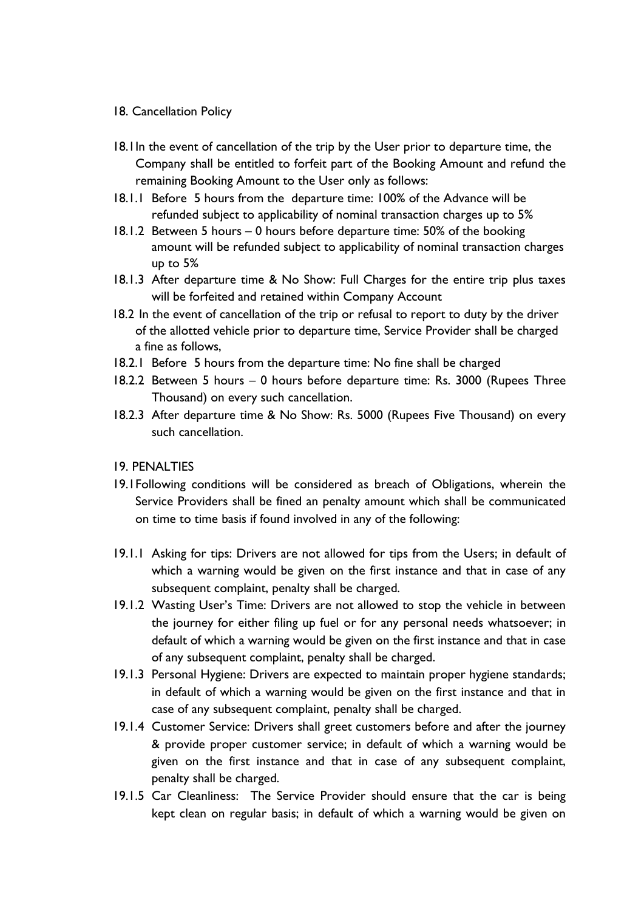18. Cancellation Policy

18.1 In the event of cancellation of the trip by the User prior to departure time, the Company shall be entitled to forfeit part of the Booking Amount and refund the remaining Booking Amount to the User only as follows:

18.1.1 Before 5 hours from the departure time: 100% of the Advance will be refunded subject to applicability of nominal transaction charges up to 5%

18.1.2 Between 5 hours – 0 hours before departure time: 50% of the booking amount will be refunded subject to applicability of nominal transaction charges up to 5%

18.1.3 After departure time & No Show: Full Charges for the entire trip plus taxes will be forfeited and retained within Company Account

18.2 In the event of cancellation of the trip or refusal to report to duty by the driver of the allotted vehicle prior to departure time, Service Provider shall be charged a fine as follows,

18.2.1 Before 5 hours from the departure time: No fine shall be charged

18.2.2 Between 5 hours – 0 hours before departure time: Rs. 3000 (Rupees Three Thousand) on every such cancellation.

18.2.3 After departure time & No Show: Rs. 5000 (Rupees Five Thousand) on every such cancellation.

19. PENALTIES

19.1 Following conditions will be considered as breach of Obligations, wherein the Service Providers shall be fined an penalty amount which shall be communicated on time to time basis if found involved in any of the following:

19.1.1 Asking for tips: Drivers are not allowed for tips from the Users; in default of which a warning would be given on the first instance and that in case of any subsequent complaint, penalty shall be charged.

19.1.2 Wasting User's Time: Drivers are not allowed to stop the vehicle in between the journey for either filing up fuel or for any personal needs whatsoever; in default of which a warning would be given on the first instance and that in case of any subsequent complaint, penalty shall be charged.

19.1.3 Personal Hygiene: Drivers are expected to maintain proper hygiene standards; in default of which a warning would be given on the first instance and that in case of any subsequent complaint, penalty shall be charged.

19.1.4 Customer Service: Drivers shall greet customers before and after the journey & provide proper customer service; in default of which a warning would be given on the first instance and that in case of any subsequent complaint, penalty shall be charged.

19.1.5 Car Cleanliness: The Service Provider should ensure that the car is being kept clean on regular basis; in default of which a warning would be given on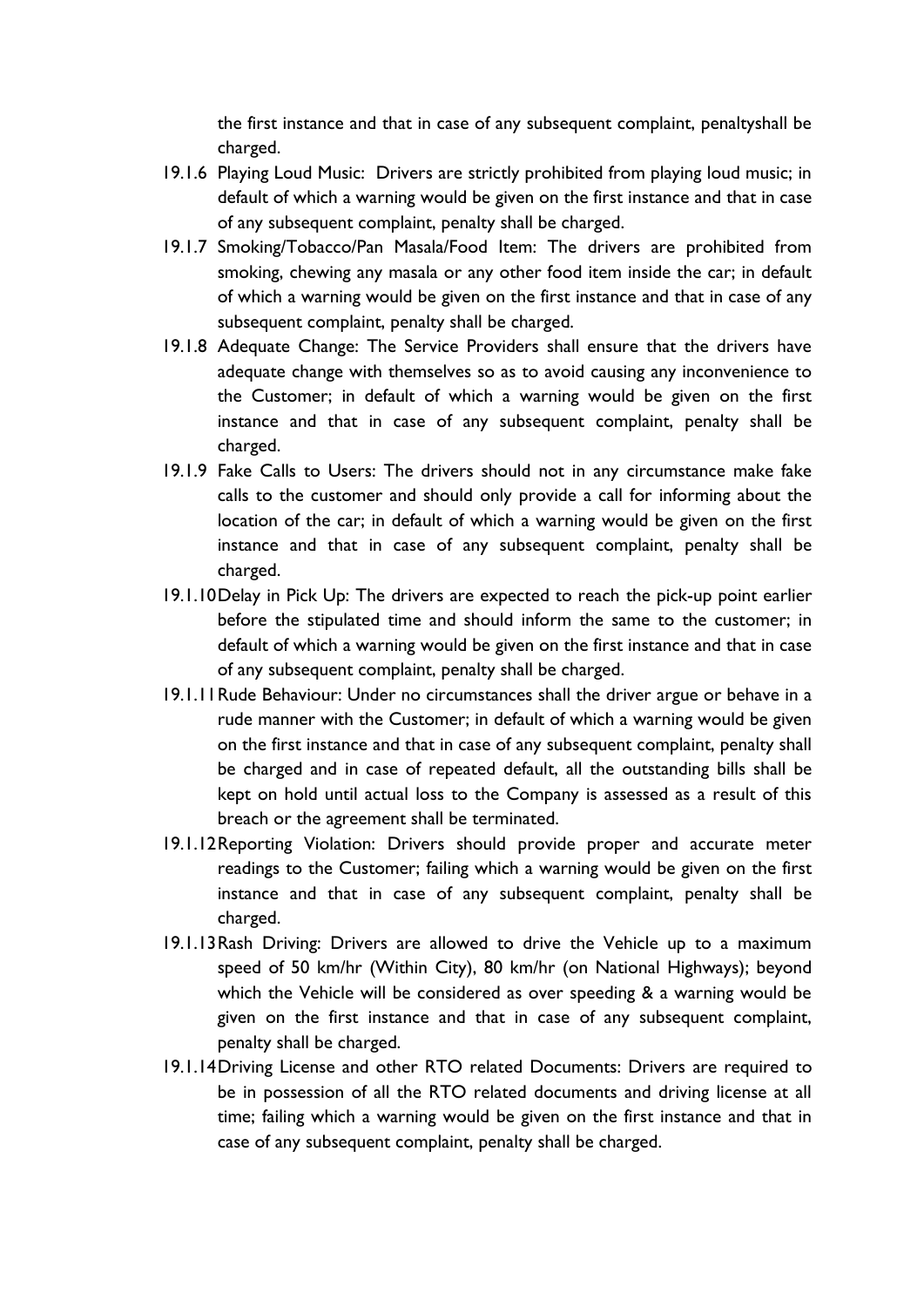the first instance and that in case of any subsequent complaint, penaltyshall be charged.

19.1.6 Playing Loud Music: Drivers are strictly prohibited from playing loud music; in default of which a warning would be given on the first instance and that in case of any subsequent complaint, penalty shall be charged.

19.1.7 Smoking/Tobacco/Pan Masala/Food Item: The drivers are prohibited from smoking, chewing any masala or any other food item inside the car; in default of which a warning would be given on the first instance and that in case of any subsequent complaint, penalty shall be charged.

19.1.8 Adequate Change: The Service Providers shall ensure that the drivers have adequate change with themselves so as to avoid causing any inconvenience to the Customer; in default of which a warning would be given on the first instance and that in case of any subsequent complaint, penalty shall be charged.

19.1.9 Fake Calls to Users: The drivers should not in any circumstance make fake calls to the customer and should only provide a call for informing about the location of the car; in default of which a warning would be given on the first instance and that in case of any subsequent complaint, penalty shall be charged.

19.1.10 Delay in Pick Up: The drivers are expected to reach the pick-up point earlier before the stipulated time and should inform the same to the customer; in default of which a warning would be given on the first instance and that in case of any subsequent complaint, penalty shall be charged.

19.1.11 Rude Behaviour: Under no circumstances shall the driver argue or behave in a rude manner with the Customer; in default of which a warning would be given on the first instance and that in case of any subsequent complaint, penalty shall be charged and in case of repeated default, all the outstanding bills shall be kept on hold until actual loss to the Company is assessed as a result of this breach or the agreement shall be terminated.

19.1.12 Reporting Violation: Drivers should provide proper and accurate meter readings to the Customer; failing which a warning would be given on the first instance and that in case of any subsequent complaint, penalty shall be charged.

19.1.13 Rash Driving: Drivers are allowed to drive the Vehicle up to a maximum speed of 50 km/hr (Within City), 80 km/hr (on National Highways); beyond which the Vehicle will be considered as over speeding & a warning would be given on the first instance and that in case of any subsequent complaint, penalty shall be charged.

19.1.14 Driving License and other RTO related Documents: Drivers are required to be in possession of all the RTO related documents and driving license at all time; failing which a warning would be given on the first instance and that in case of any subsequent complaint, penalty shall be charged.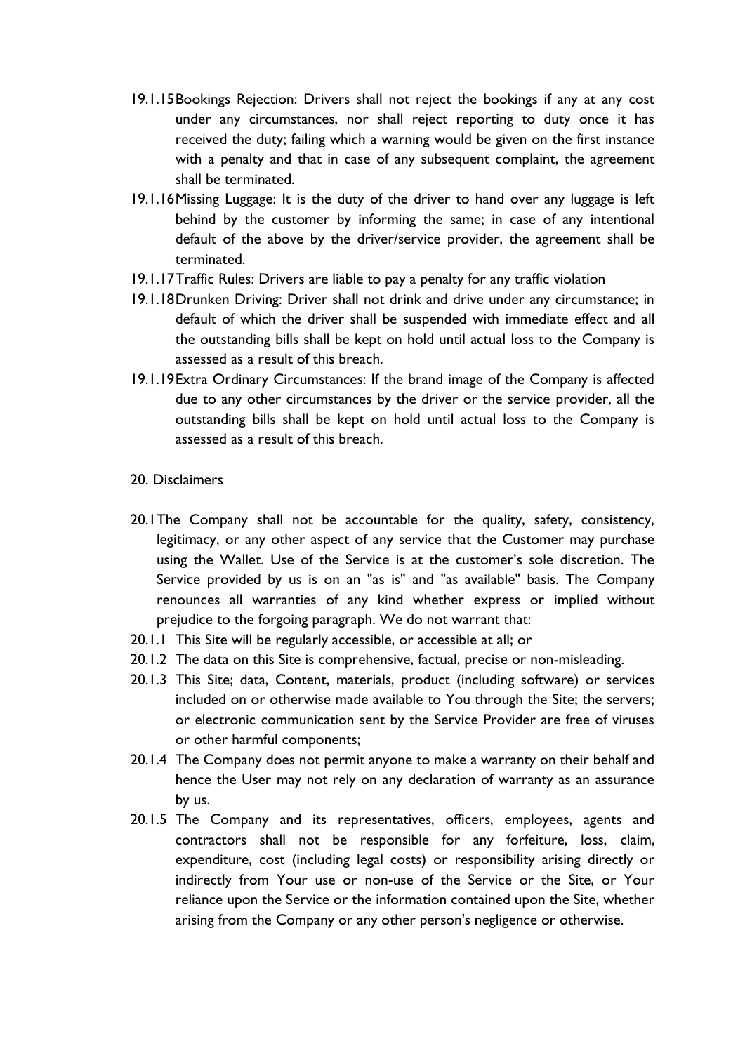19.1.15 Bookings Rejection: Drivers shall not reject the bookings if any at any cost under any circumstances, nor shall reject reporting to duty once it has received the duty; failing which a warning would be given on the first instance with a penalty and that in case of any subsequent complaint, the agreement shall be terminated.

19.1.16 Missing Luggage: It is the duty of the driver to hand over any luggage is left behind by the customer by informing the same; in case of any intentional default of the above by the driver/service provider, the agreement shall be terminated.

19.1.17 Traffic Rules: Drivers are liable to pay a penalty for any traffic violation

19.1.18 Drunken Driving: Driver shall not drink and drive under any circumstance; in default of which the driver shall be suspended with immediate effect and all the outstanding bills shall be kept on hold until actual loss to the Company is assessed as a result of this breach.

19.1.19 Extra Ordinary Circumstances: If the brand image of the Company is affected due to any other circumstances by the driver or the service provider, all the outstanding bills shall be kept on hold until actual loss to the Company is assessed as a result of this breach.

## 20. Disclaimers

20.1 The Company shall not be accountable for the quality, safety, consistency, legitimacy, or any other aspect of any service that the Customer may purchase using the Wallet. Use of the Service is at the customer's sole discretion. The Service provided by us is on an "as is" and "as available" basis. The Company renounces all warranties of any kind whether express or implied without prejudice to the forgoing paragraph. We do not warrant that:

20.1.1 This Site will be regularly accessible, or accessible at all; or

20.1.2 The data on this Site is comprehensive, factual, precise or non-misleading.

20.1.3 This Site; data, Content, materials, product (including software) or services included on or otherwise made available to You through the Site; the servers; or electronic communication sent by the Service Provider are free of viruses or other harmful components;

20.1.4 The Company does not permit anyone to make a warranty on their behalf and hence the User may not rely on any declaration of warranty as an assurance by us.

20.1.5 The Company and its representatives, officers, employees, agents and contractors shall not be responsible for any forfeiture, loss, claim, expenditure, cost (including legal costs) or responsibility arising directly or indirectly from Your use or non-use of the Service or the Site, or Your reliance upon the Service or the information contained upon the Site, whether arising from the Company or any other person's negligence or otherwise.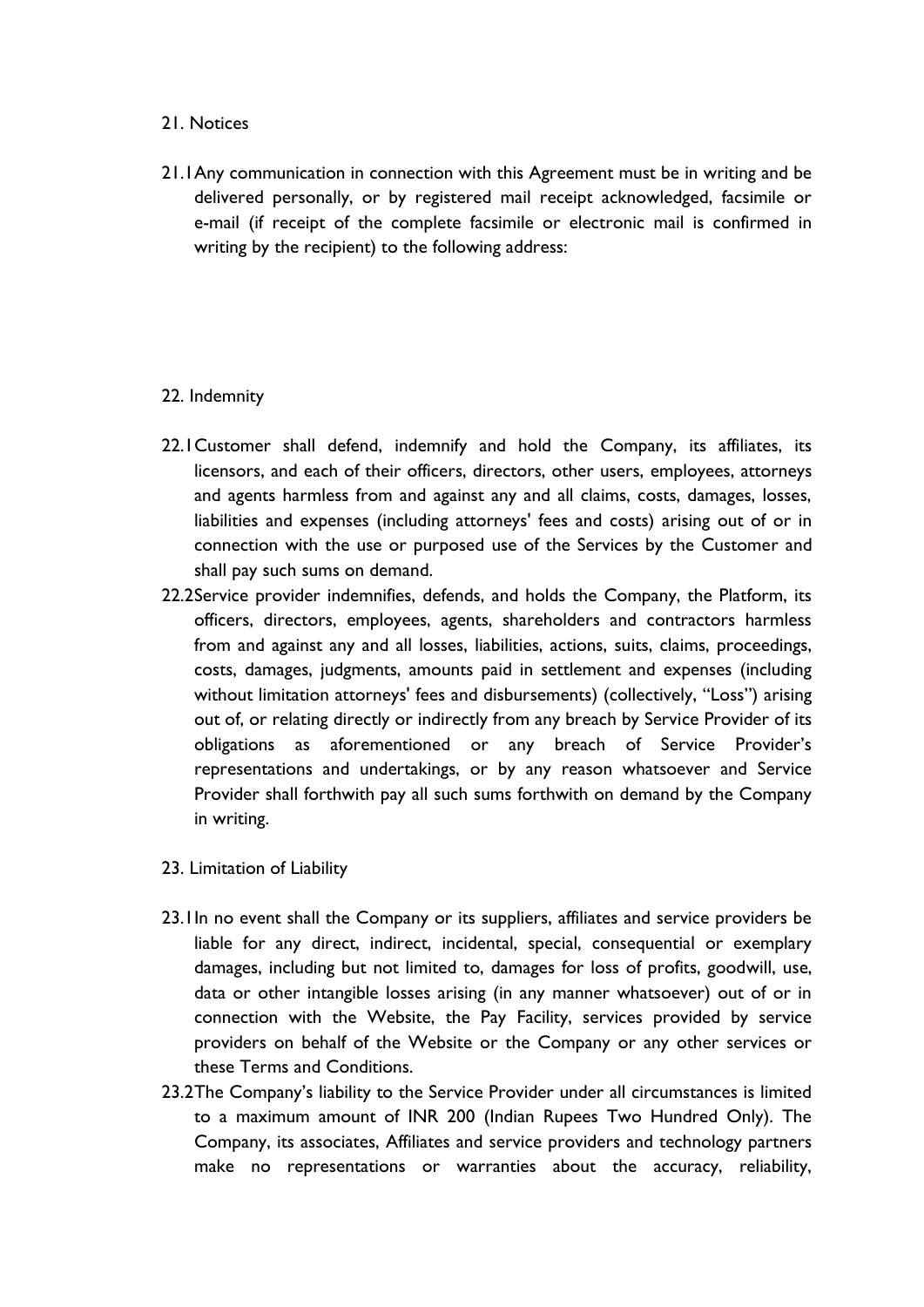## 21. Notices

21.1 Any communication in connection with this Agreement must be in writing and be delivered personally, or by registered mail receipt acknowledged, facsimile or e-mail (if receipt of the complete facsimile or electronic mail is confirmed in writing by the recipient) to the following address:

## 22. Indemnity

22.1 Customer shall defend, indemnify and hold the Company, its affiliates, its licensors, and each of their officers, directors, other users, employees, attorneys and agents harmless from and against any and all claims, costs, damages, losses, liabilities and expenses (including attorneys' fees and costs) arising out of or in connection with the use or purposed use of the Services by the Customer and shall pay such sums on demand.

22.2 Service provider indemnifies, defends, and holds the Company, the Platform, its officers, directors, employees, agents, shareholders and contractors harmless from and against any and all losses, liabilities, actions, suits, claims, proceedings, costs, damages, judgments, amounts paid in settlement and expenses (including without limitation attorneys' fees and disbursements) (collectively, "Loss") arising out of, or relating directly or indirectly from any breach by Service Provider of its obligations as aforementioned or any breach of Service Provider's representations and undertakings, or by any reason whatsoever and Service Provider shall forthwith pay all such sums forthwith on demand by the Company in writing.

## 23. Limitation of Liability

23.1 In no event shall the Company or its suppliers, affiliates and service providers be liable for any direct, indirect, incidental, special, consequential or exemplary damages, including but not limited to, damages for loss of profits, goodwill, use, data or other intangible losses arising (in any manner whatsoever) out of or in connection with the Website, the Pay Facility, services provided by service providers on behalf of the Website or the Company or any other services or these Terms and Conditions.

23.2 The Company's liability to the Service Provider under all circumstances is limited to a maximum amount of INR 200 (Indian Rupees Two Hundred Only). The Company, its associates, Affiliates and service providers and technology partners make no representations or warranties about the accuracy, reliability,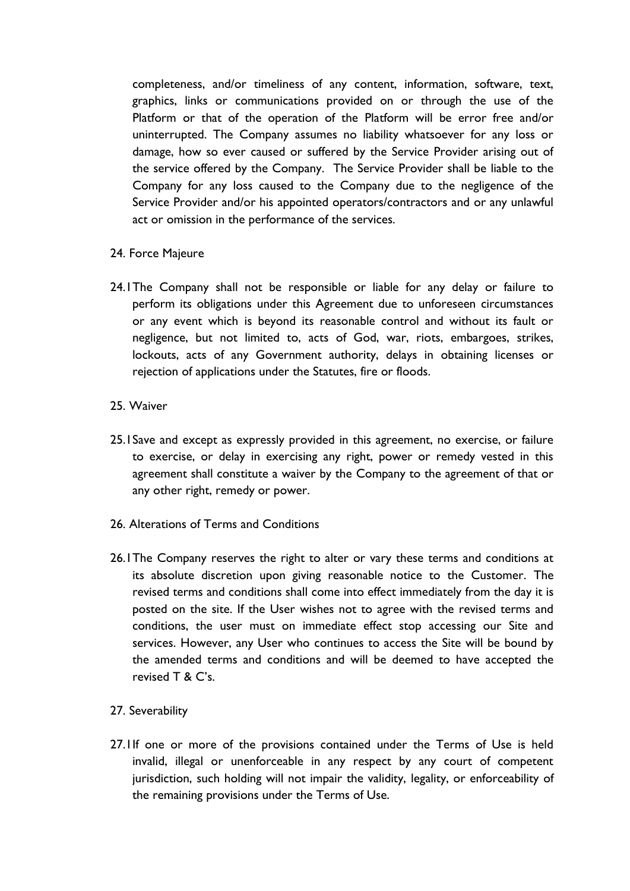completeness, and/or timeliness of any content, information, software, text, graphics, links or communications provided on or through the use of the Platform or that of the operation of the Platform will be error free and/or uninterrupted. The Company assumes no liability whatsoever for any loss or damage, how so ever caused or suffered by the Service Provider arising out of the service offered by the Company. The Service Provider shall be liable to the Company for any loss caused to the Company due to the negligence of the Service Provider and/or his appointed operators/contractors and or any unlawful act or omission in the performance of the services.

24. Force Majeure

24.1 The Company shall not be responsible or liable for any delay or failure to perform its obligations under this Agreement due to unforeseen circumstances or any event which is beyond its reasonable control and without its fault or negligence, but not limited to, acts of God, war, riots, embargoes, strikes, lockouts, acts of any Government authority, delays in obtaining licenses or rejection of applications under the Statutes, fire or floods.

25. Waiver

25.1 Save and except as expressly provided in this agreement, no exercise, or failure to exercise, or delay in exercising any right, power or remedy vested in this agreement shall constitute a waiver by the Company to the agreement of that or any other right, remedy or power.

26. Alterations of Terms and Conditions

26.1 The Company reserves the right to alter or vary these terms and conditions at its absolute discretion upon giving reasonable notice to the Customer. The revised terms and conditions shall come into effect immediately from the day it is posted on the site. If the User wishes not to agree with the revised terms and conditions, the user must on immediate effect stop accessing our Site and services. However, any User who continues to access the Site will be bound by the amended terms and conditions and will be deemed to have accepted the revised T & C's.

27. Severability

27.1 If one or more of the provisions contained under the Terms of Use is held invalid, illegal or unenforceable in any respect by any court of competent jurisdiction, such holding will not impair the validity, legality, or enforceability of the remaining provisions under the Terms of Use.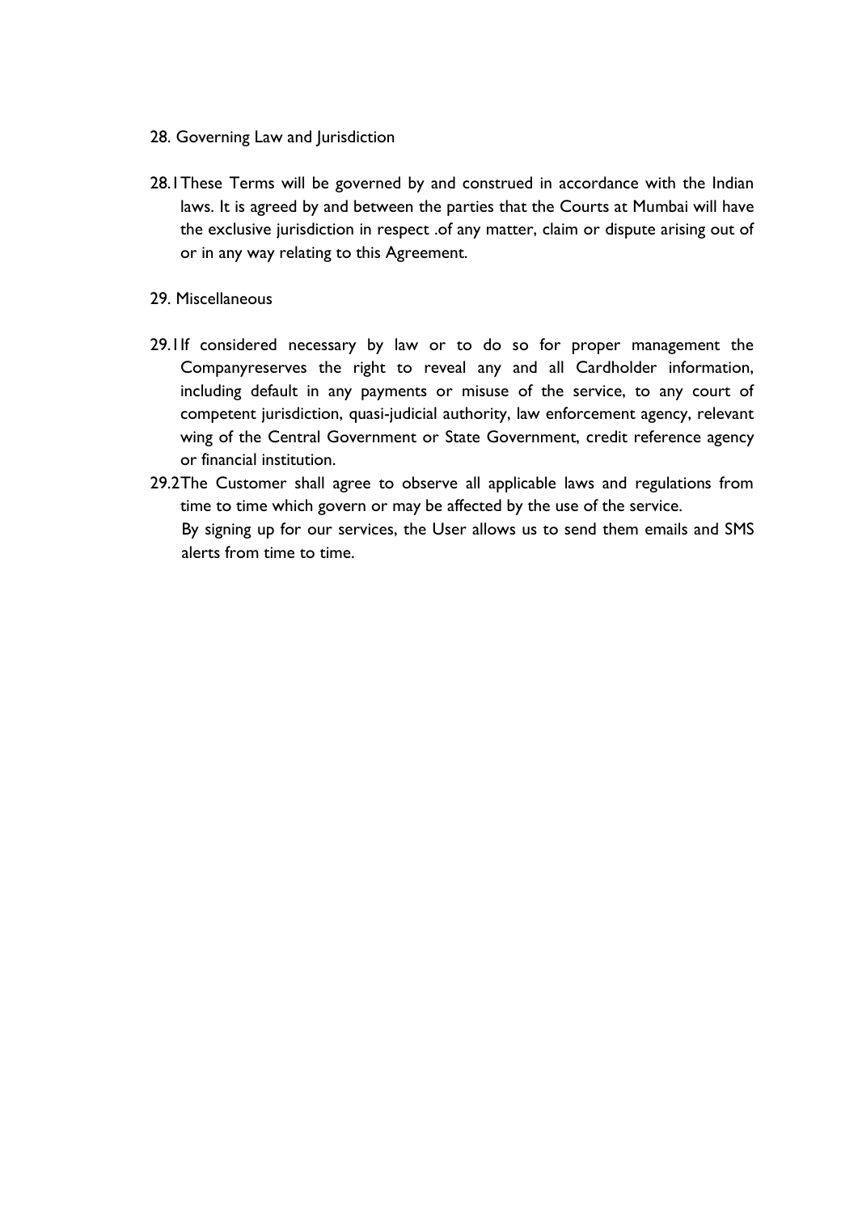## 28. Governing Law and Jurisdiction

28.1 These Terms will be governed by and construed in accordance with the Indian laws. It is agreed by and between the parties that the Courts at Mumbai will have the exclusive jurisdiction in respect .of any matter, claim or dispute arising out of or in any way relating to this Agreement.

## 29. Miscellaneous

29.1 If considered necessary by law or to do so for proper management the Companyreserves the right to reveal any and all Cardholder information, including default in any payments or misuse of the service, to any court of competent jurisdiction, quasi-judicial authority, law enforcement agency, relevant wing of the Central Government or State Government, credit reference agency or financial institution.

29.2 The Customer shall agree to observe all applicable laws and regulations from time to time which govern or may be affected by the use of the service.
By signing up for our services, the User allows us to send them emails and SMS alerts from time to time.